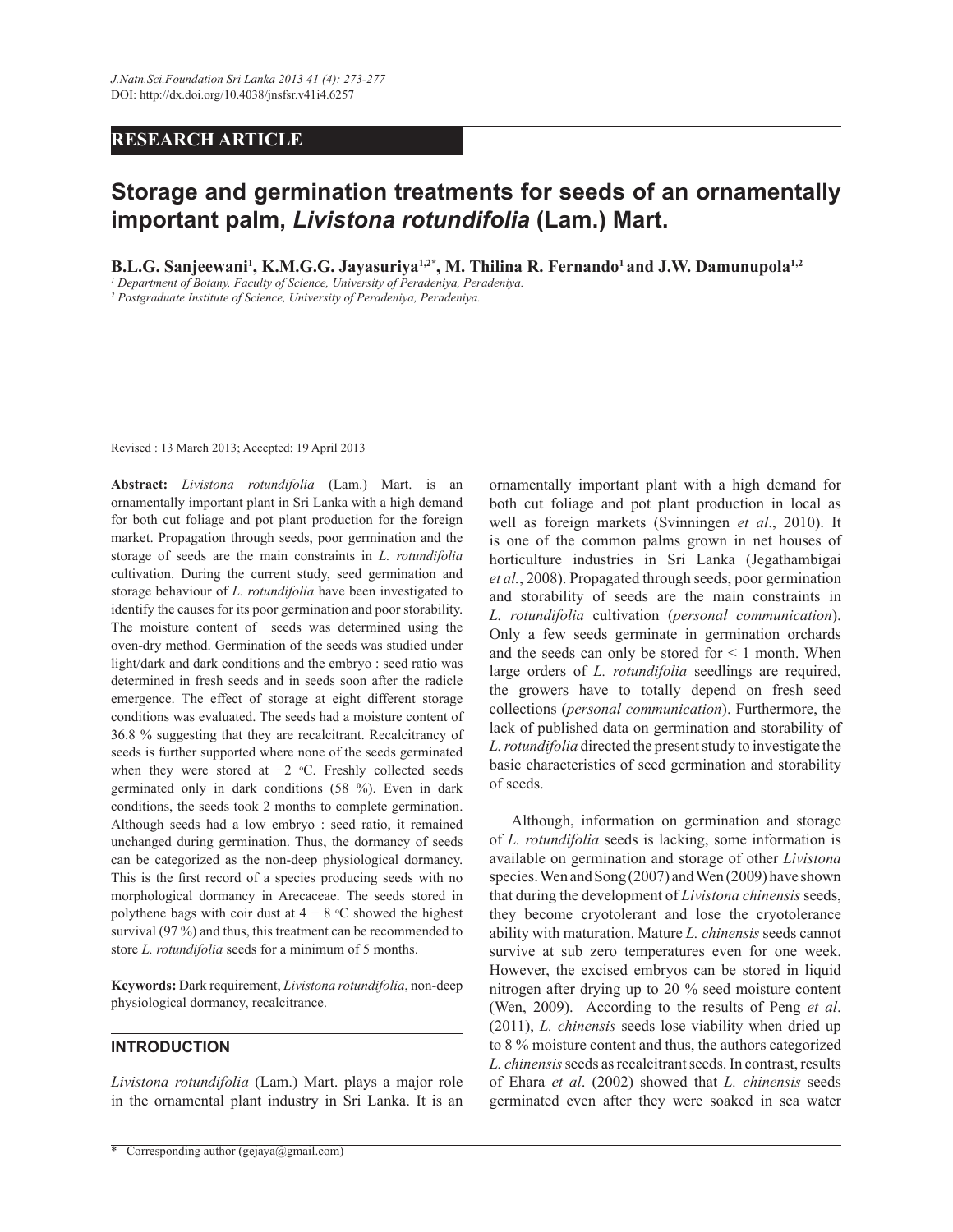RESEARCH ARTICLE

# Storage and germination treatments for seeds of an ornamentally important palm, *Livistona rotundifolia* (Lam.) Mart.

**B.L.G. Sanjeewani[1], K.M.G.G. Jayasuriya[1,2*], M. Thilina R. Fernando[1] and J.W. Damunupola[1,2]**

[1] *Department of Botany, Faculty of Science, University of Peradeniya, Peradeniya.*

[2] *Postgraduate Institute of Science, University of Peradeniya, Peradeniya.*

Revised : 13 March 2013; Accepted: 19 April 2013

**Abstract:** *Livistona rotundifolia* (Lam.) Mart. is an ornamentally important plant in Sri Lanka with a high demand for both cut foliage and pot plant production for the foreign market. Propagation through seeds, poor germination and the storage of seeds are the main constraints in *L. rotundifolia* cultivation. During the current study, seed germination and storage behaviour of *L. rotundifolia* have been investigated to identify the causes for its poor germination and poor storability. The moisture content of seeds was determined using the oven-dry method. Germination of the seeds was studied under light/dark and dark conditions and the embryo : seed ratio was determined in fresh seeds and in seeds soon after the radicle emergence. The effect of storage at eight different storage conditions was evaluated. The seeds had a moisture content of 36.8 % suggesting that they are recalcitrant. Recalcitrancy of seeds is further supported where none of the seeds germinated when they were stored at −2 °C. Freshly collected seeds germinated only in dark conditions (58 %). Even in dark conditions, the seeds took 2 months to complete germination. Although seeds had a low embryo : seed ratio, it remained unchanged during germination. Thus, the dormancy of seeds can be categorized as the non-deep physiological dormancy. This is the first record of a species producing seeds with no morphological dormancy in Arecaceae. The seeds stored in polythene bags with coir dust at 4 − 8 °C showed the highest survival (97 %) and thus, this treatment can be recommended to store *L. rotundifolia* seeds for a minimum of 5 months.

**Keywords:** Dark requirement, *Livistona rotundifolia*, non-deep physiological dormancy, recalcitrance.

## INTRODUCTION

*Livistona rotundifolia* (Lam.) Mart. plays a major role in the ornamental plant industry in Sri Lanka. It is an ornamentally important plant with a high demand for both cut foliage and pot plant production in local as well as foreign markets (Svinningen *et al*., 2010). It is one of the common palms grown in net houses of horticulture industries in Sri Lanka (Jegathambigai *et al.*, 2008). Propagated through seeds, poor germination and storability of seeds are the main constraints in *L. rotundifolia* cultivation (*personal communication*). Only a few seeds germinate in germination orchards and the seeds can only be stored for < 1 month. When large orders of *L. rotundifolia* seedlings are required, the growers have to totally depend on fresh seed collections (*personal communication*). Furthermore, the lack of published data on germination and storability of *L. rotundifolia* directed the present study to investigate the basic characteristics of seed germination and storability of seeds.

Although, information on germination and storage of *L. rotundifolia* seeds is lacking, some information is available on germination and storage of other *Livistona* species. Wen and Song (2007) and Wen (2009) have shown that during the development of *Livistona chinensis* seeds, they become cryotolerant and lose the cryotolerance ability with maturation. Mature *L. chinensis* seeds cannot survive at sub zero temperatures even for one week. However, the excised embryos can be stored in liquid nitrogen after drying up to 20 % seed moisture content (Wen, 2009). According to the results of Peng *et al*. (2011), *L. chinensis* seeds lose viability when dried up to 8 % moisture content and thus, the authors categorized *L. chinensis* seeds as recalcitrant seeds. In contrast, results of Ehara *et al*. (2002) showed that *L. chinensis* seeds germinated even after they were soaked in sea water

\* Corresponding author (gejaya@gmail.com)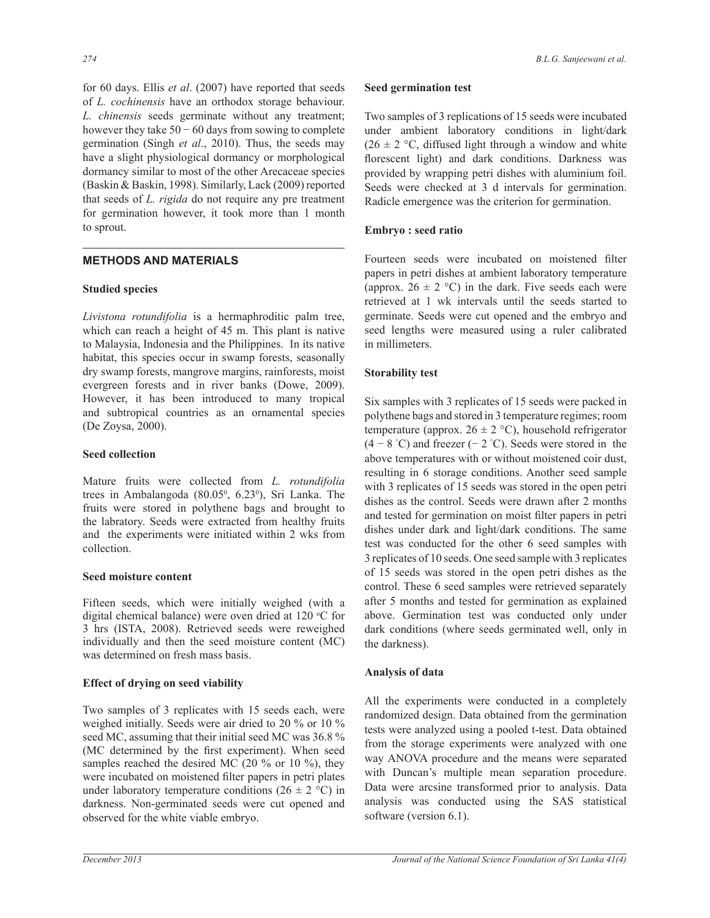for 60 days. Ellis *et al*. (2007) have reported that seeds of *L. cochinensis* have an orthodox storage behaviour. *L. chinensis* seeds germinate without any treatment; however they take 50 − 60 days from sowing to complete germination (Singh *et al*., 2010). Thus, the seeds may have a slight physiological dormancy or morphological dormancy similar to most of the other Arecaceae species (Baskin & Baskin, 1998). Similarly, Lack (2009) reported that seeds of *L. rigida* do not require any pre treatment for germination however, it took more than 1 month to sprout.

## METHODS AND MATERIALS

### Studied species

*Livistona rotundifolia* is a hermaphroditic palm tree, which can reach a height of 45 m. This plant is native to Malaysia, Indonesia and the Philippines. In its native habitat, this species occur in swamp forests, seasonally dry swamp forests, mangrove margins, rainforests, moist evergreen forests and in river banks (Dowe, 2009). However, it has been introduced to many tropical and subtropical countries as an ornamental species (De Zoysa, 2000).

### Seed collection

Mature fruits were collected from *L. rotundifolia* trees in Ambalangoda (80.05$^0$, 6.23$^0$), Sri Lanka. The fruits were stored in polythene bags and brought to the labratory. Seeds were extracted from healthy fruits and the experiments were initiated within 2 wks from collection.

### Seed moisture content

Fifteen seeds, which were initially weighed (with a digital chemical balance) were oven dried at 120 $^o$C for 3 hrs (ISTA, 2008). Retrieved seeds were reweighed individually and then the seed moisture content (MC) was determined on fresh mass basis.

### Effect of drying on seed viability

Two samples of 3 replicates with 15 seeds each, were weighed initially. Seeds were air dried to 20 % or 10 % seed MC, assuming that their initial seed MC was 36.8 % (MC determined by the first experiment). When seed samples reached the desired MC (20 % or 10 %), they were incubated on moistened filter papers in petri plates under laboratory temperature conditions (26 ± 2 °C) in darkness. Non-germinated seeds were cut opened and observed for the white viable embryo.

### Seed germination test

Two samples of 3 replications of 15 seeds were incubated under ambient laboratory conditions in light/dark (26 ± 2 °C, diffused light through a window and white florescent light) and dark conditions. Darkness was provided by wrapping petri dishes with aluminium foil. Seeds were checked at 3 d intervals for germination. Radicle emergence was the criterion for germination.

### Embryo : seed ratio

Fourteen seeds were incubated on moistened filter papers in petri dishes at ambient laboratory temperature (approx. 26 ± 2 °C) in the dark. Five seeds each were retrieved at 1 wk intervals until the seeds started to germinate. Seeds were cut opened and the embryo and seed lengths were measured using a ruler calibrated in millimeters.

### Storability test

Six samples with 3 replicates of 15 seeds were packed in polythene bags and stored in 3 temperature regimes; room temperature (approx. 26 ± 2 °C), household refrigerator (4 − 8 °C) and freezer (− 2 °C). Seeds were stored in the above temperatures with or without moistened coir dust, resulting in 6 storage conditions. Another seed sample with 3 replicates of 15 seeds was stored in the open petri dishes as the control. Seeds were drawn after 2 months and tested for germination on moist filter papers in petri dishes under dark and light/dark conditions. The same test was conducted for the other 6 seed samples with 3 replicates of 10 seeds. One seed sample with 3 replicates of 15 seeds was stored in the open petri dishes as the control. These 6 seed samples were retrieved separately after 5 months and tested for germination as explained above. Germination test was conducted only under dark conditions (where seeds germinated well, only in the darkness).

### Analysis of data

All the experiments were conducted in a completely randomized design. Data obtained from the germination tests were analyzed using a pooled t-test. Data obtained from the storage experiments were analyzed with one way ANOVA procedure and the means were separated with Duncan's multiple mean separation procedure. Data were arcsine transformed prior to analysis. Data analysis was conducted using the SAS statistical software (version 6.1).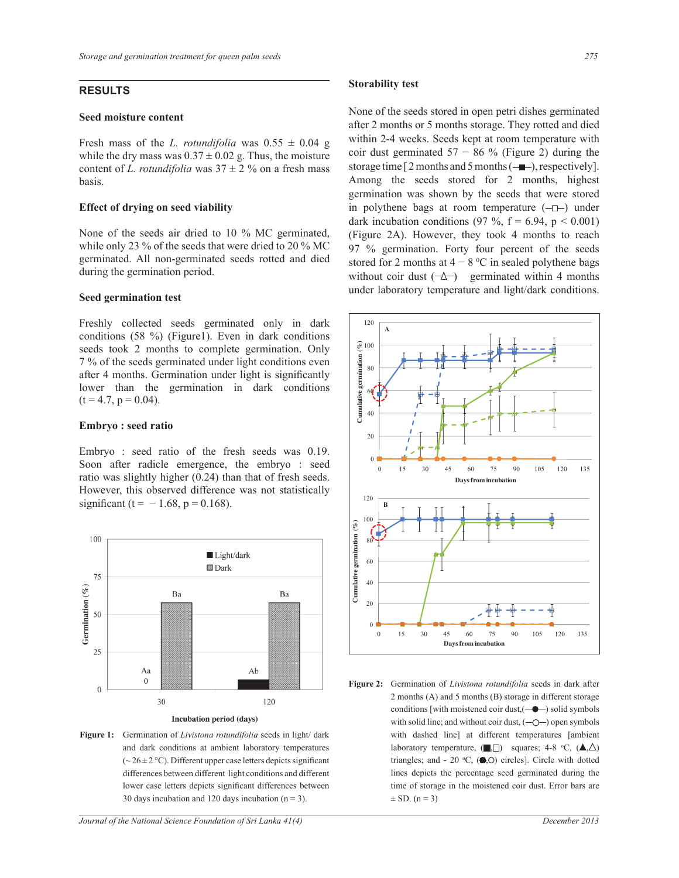## RESULTS

### Seed moisture content

Fresh mass of the *L. rotundifolia* was 0.55 ± 0.04 g while the dry mass was 0.37 ± 0.02 g. Thus, the moisture content of *L. rotundifolia* was 37 ± 2 % on a fresh mass basis.

### Effect of drying on seed viability

None of the seeds air dried to 10 % MC germinated, while only 23 % of the seeds that were dried to 20 % MC germinated. All non-germinated seeds rotted and died during the germination period.

### Seed germination test

Freshly collected seeds germinated only in dark conditions (58 %) (Figure1). Even in dark conditions seeds took 2 months to complete germination. Only 7 % of the seeds germinated under light conditions even after 4 months. Germination under light is significantly lower than the germination in dark conditions ($t = 4.7$, $p = 0.04$).

### Embryo : seed ratio

Embryo : seed ratio of the fresh seeds was 0.19. Soon after radicle emergence, the embryo : seed ratio was slightly higher (0.24) than that of fresh seeds. However, this observed difference was not statistically significant ($t = -1.68$, $p = 0.168$).

**Figure 1:** Germination of *Livistona rotundifolia* seeds in light/ dark and dark conditions at ambient laboratory temperatures (~ 26 ± 2 °C). Different upper case letters depicts significant differences between different light conditions and different lower case letters depicts significant differences between 30 days incubation and 120 days incubation (n = 3).

### Storability test

None of the seeds stored in open petri dishes germinated after 2 months or 5 months storage. They rotted and died within 2-4 weeks. Seeds kept at room temperature with coir dust germinated 57 − 86 % (Figure 2) during the storage time [2 months and 5 months (–■–), respectively]. Among the seeds stored for 2 months, highest germination was shown by the seeds that were stored in polythene bags at room temperature (–□–) under dark incubation conditions (97 %, $f = 6.94$, $p < 0.001$) (Figure 2A). However, they took 4 months to reach 97 % germination. Forty four percent of the seeds stored for 2 months at 4 − 8 °C in sealed polythene bags without coir dust (–△–) germinated within 4 months under laboratory temperature and light/dark conditions.

**Figure 2:** Germination of *Livistona rotundifolia* seeds in dark after 2 months (A) and 5 months (B) storage in different storage conditions [with moistened coir dust,(–●–) solid symbols with solid line; and without coir dust, (–○–) open symbols with dashed line] at different temperatures [ambient laboratory temperature, (■,□) squares; 4-8 °C, (▲,△) triangles; and - 20 °C, (●,○) circles]. Circle with dotted lines depicts the percentage seed germinated during the time of storage in the moistened coir dust. Error bars are ± SD. (n = 3)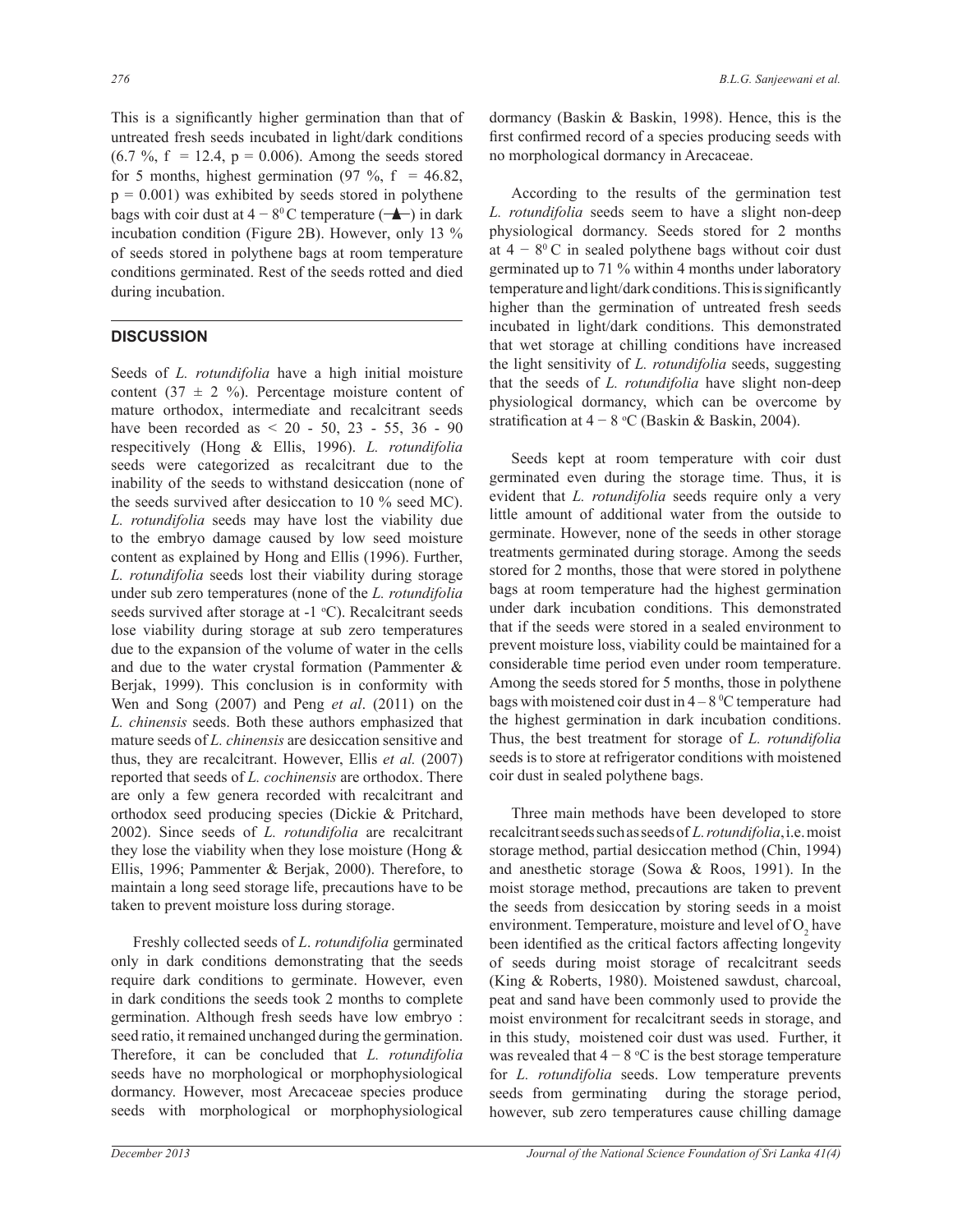This is a significantly higher germination than that of untreated fresh seeds incubated in light/dark conditions (6.7 %, f = 12.4, p = 0.006). Among the seeds stored for 5 months, highest germination (97 %, f = 46.82, p = 0.001) was exhibited by seeds stored in polythene bags with coir dust at 4 − 8 $^0$C temperature (−▲−) in dark incubation condition (Figure 2B). However, only 13 % of seeds stored in polythene bags at room temperature conditions germinated. Rest of the seeds rotted and died during incubation.

## DISCUSSION

Seeds of *L. rotundifolia* have a high initial moisture content (37 ± 2 %). Percentage moisture content of mature orthodox, intermediate and recalcitrant seeds have been recorded as < 20 - 50, 23 - 55, 36 - 90 respecitively (Hong & Ellis, 1996). *L. rotundifolia* seeds were categorized as recalcitrant due to the inability of the seeds to withstand desiccation (none of the seeds survived after desiccation to 10 % seed MC). *L. rotundifolia* seeds may have lost the viability due to the embryo damage caused by low seed moisture content as explained by Hong and Ellis (1996). Further, *L. rotundifolia* seeds lost their viability during storage under sub zero temperatures (none of the *L. rotundifolia* seeds survived after storage at -1 °C). Recalcitrant seeds lose viability during storage at sub zero temperatures due to the expansion of the volume of water in the cells and due to the water crystal formation (Pammenter & Berjak, 1999). This conclusion is in conformity with Wen and Song (2007) and Peng *et al*. (2011) on the *L. chinensis* seeds. Both these authors emphasized that mature seeds of *L. chinensis* are desiccation sensitive and thus, they are recalcitrant. However, Ellis *et al.* (2007) reported that seeds of *L. cochinensis* are orthodox. There are only a few genera recorded with recalcitrant and orthodox seed producing species (Dickie & Pritchard, 2002). Since seeds of *L. rotundifolia* are recalcitrant they lose the viability when they lose moisture (Hong & Ellis, 1996; Pammenter & Berjak, 2000). Therefore, to maintain a long seed storage life, precautions have to be taken to prevent moisture loss during storage.

Freshly collected seeds of *L*. *rotundifolia* germinated only in dark conditions demonstrating that the seeds require dark conditions to germinate. However, even in dark conditions the seeds took 2 months to complete germination. Although fresh seeds have low embryo : seed ratio, it remained unchanged during the germination. Therefore, it can be concluded that *L. rotundifolia* seeds have no morphological or morphophysiological dormancy. However, most Arecaceae species produce seeds with morphological or morphophysiological dormancy (Baskin & Baskin, 1998). Hence, this is the first confirmed record of a species producing seeds with no morphological dormancy in Arecaceae.

According to the results of the germination test *L. rotundifolia* seeds seem to have a slight non-deep physiological dormancy. Seeds stored for 2 months at 4 − 8 $^0$C in sealed polythene bags without coir dust germinated up to 71 % within 4 months under laboratory temperature and light/dark conditions. This is significantly higher than the germination of untreated fresh seeds incubated in light/dark conditions. This demonstrated that wet storage at chilling conditions have increased the light sensitivity of *L. rotundifolia* seeds, suggesting that the seeds of *L. rotundifolia* have slight non-deep physiological dormancy, which can be overcome by stratification at 4 − 8 °C (Baskin & Baskin, 2004).

Seeds kept at room temperature with coir dust germinated even during the storage time. Thus, it is evident that *L. rotundifolia* seeds require only a very little amount of additional water from the outside to germinate. However, none of the seeds in other storage treatments germinated during storage. Among the seeds stored for 2 months, those that were stored in polythene bags at room temperature had the highest germination under dark incubation conditions. This demonstrated that if the seeds were stored in a sealed environment to prevent moisture loss, viability could be maintained for a considerable time period even under room temperature. Among the seeds stored for 5 months, those in polythene bags with moistened coir dust in 4 – 8 $^0$C temperature had the highest germination in dark incubation conditions. Thus, the best treatment for storage of *L. rotundifolia* seeds is to store at refrigerator conditions with moistened coir dust in sealed polythene bags.

Three main methods have been developed to store recalcitrant seeds such as seeds of *L. rotundifolia*, i.e. moist storage method, partial desiccation method (Chin, 1994) and anesthetic storage (Sowa & Roos, 1991). In the moist storage method, precautions are taken to prevent the seeds from desiccation by storing seeds in a moist environment. Temperature, moisture and level of $O_2$ have been identified as the critical factors affecting longevity of seeds during moist storage of recalcitrant seeds (King & Roberts, 1980). Moistened sawdust, charcoal, peat and sand have been commonly used to provide the moist environment for recalcitrant seeds in storage, and in this study, moistened coir dust was used. Further, it was revealed that 4 − 8 °C is the best storage temperature for *L. rotundifolia* seeds. Low temperature prevents seeds from germinating during the storage period, however, sub zero temperatures cause chilling damage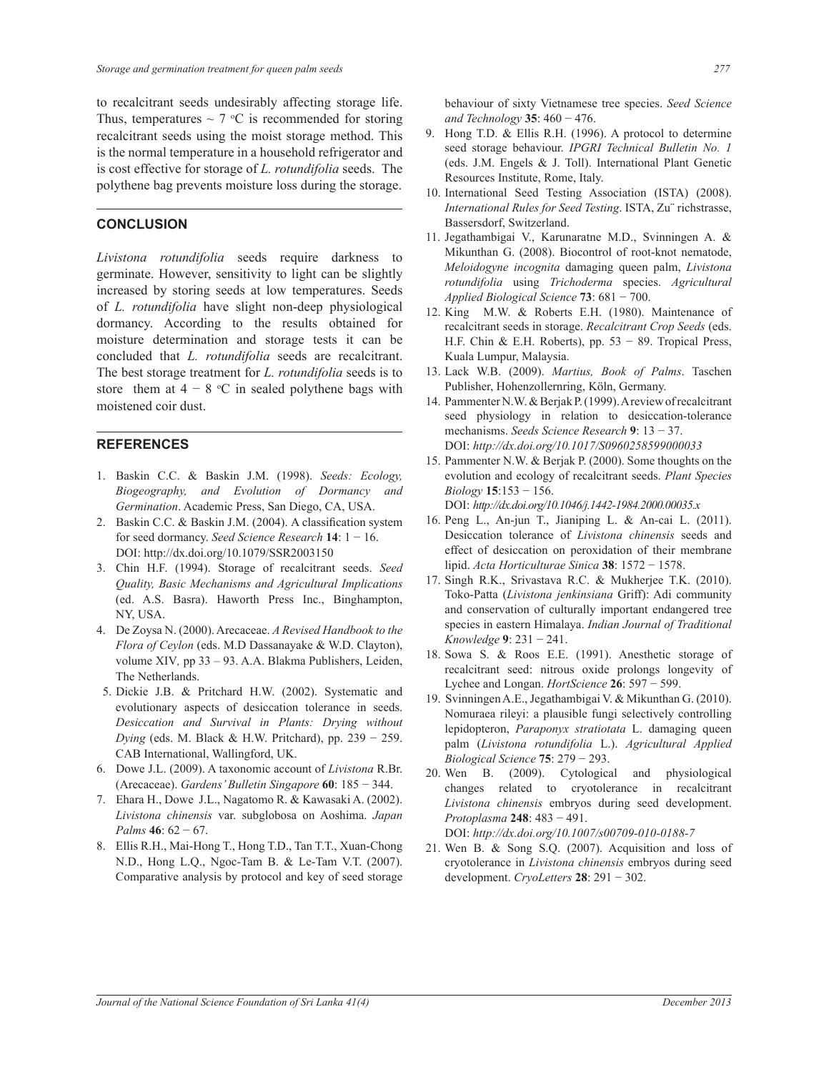to recalcitrant seeds undesirably affecting storage life. Thus, temperatures ~ 7 °C is recommended for storing recalcitrant seeds using the moist storage method. This is the normal temperature in a household refrigerator and is cost effective for storage of *L. rotundifolia* seeds. The polythene bag prevents moisture loss during the storage.

## CONCLUSION

*Livistona rotundifolia* seeds require darkness to germinate. However, sensitivity to light can be slightly increased by storing seeds at low temperatures. Seeds of *L. rotundifolia* have slight non-deep physiological dormancy. According to the results obtained for moisture determination and storage tests it can be concluded that *L. rotundifolia* seeds are recalcitrant. The best storage treatment for *L. rotundifolia* seeds is to store them at 4 − 8 °C in sealed polythene bags with moistened coir dust.

## REFERENCES

1. Baskin C.C. & Baskin J.M. (1998). *Seeds: Ecology, Biogeography, and Evolution of Dormancy and Germination*. Academic Press, San Diego, CA, USA.
2. Baskin C.C. & Baskin J.M. (2004). A classification system for seed dormancy. *Seed Science Research* **14**: 1 − 16. DOI: http://dx.doi.org/10.1079/SSR2003150
3. Chin H.F. (1994). Storage of recalcitrant seeds. *Seed Quality, Basic Mechanisms and Agricultural Implications* (ed. A.S. Basra). Haworth Press Inc., Binghampton, NY, USA.
4. De Zoysa N. (2000). Arecaceae. *A Revised Handbook to the Flora of Ceylon* (eds. M.D Dassanayake & W.D. Clayton), volume XIV*,* pp 33 – 93. A.A. Blakma Publishers, Leiden, The Netherlands.
5. Dickie J.B. & Pritchard H.W. (2002). Systematic and evolutionary aspects of desiccation tolerance in seeds. *Desiccation and Survival in Plants: Drying without Dying* (eds. M. Black & H.W. Pritchard), pp. 239 − 259. CAB International, Wallingford, UK.
6. Dowe J.L. (2009). A taxonomic account of *Livistona* R.Br. (Arecaceae). *Gardens' Bulletin Singapore* **60**: 185 − 344.
7. Ehara H., Dowe J.L., Nagatomo R. & Kawasaki A. (2002). *Livistona chinensis* var. subglobosa on Aoshima. *Japan Palms* **46**: 62 − 67.
8. Ellis R.H., Mai-Hong T., Hong T.D., Tan T.T., Xuan-Chong N.D., Hong L.Q., Ngoc-Tam B. & Le-Tam V.T. (2007). Comparative analysis by protocol and key of seed storage behaviour of sixty Vietnamese tree species. *Seed Science and Technology* **35**: 460 − 476.
9. Hong T.D. & Ellis R.H. (1996). A protocol to determine seed storage behaviour. *IPGRI Technical Bulletin No. 1* (eds. J.M. Engels & J. Toll). International Plant Genetic Resources Institute, Rome, Italy.
10. International Seed Testing Association (ISTA) (2008). *International Rules for Seed Testing*. ISTA, Zu¨ richstrasse, Bassersdorf, Switzerland.
11. Jegathambigai V., Karunaratne M.D., Svinningen A. & Mikunthan G. (2008). Biocontrol of root-knot nematode, *Meloidogyne incognita* damaging queen palm, *Livistona rotundifolia* using *Trichoderma* species. *Agricultural Applied Biological Science* **73**: 681 − 700.
12. King M.W. & Roberts E.H. (1980). Maintenance of recalcitrant seeds in storage. *Recalcitrant Crop Seeds* (eds. H.F. Chin & E.H. Roberts), pp. 53 − 89. Tropical Press, Kuala Lumpur, Malaysia.
13. Lack W.B. (2009). *Martius, Book of Palms*. Taschen Publisher, Hohenzollernring, Köln, Germany.
14. Pammenter N.W. & Berjak P. (1999). A review of recalcitrant seed physiology in relation to desiccation-tolerance mechanisms. *Seeds Science Research* **9**: 13 − 37. DOI: *http://dx.doi.org/10.1017/S0960258599000033*
15. Pammenter N.W. & Berjak P. (2000). Some thoughts on the evolution and ecology of recalcitrant seeds. *Plant Species Biology* **15**:153 − 156. DOI: *http://dx.doi.org/10.1046/j.1442-1984.2000.00035.x*
16. Peng L., An-jun T., Jianiping L. & An-cai L. (2011). Desiccation tolerance of *Livistona chinensis* seeds and effect of desiccation on peroxidation of their membrane lipid. *Acta Horticulturae Sinica* **38**: 1572 − 1578.
17. Singh R.K., Srivastava R.C. & Mukherjee T.K. (2010). Toko-Patta (*Livistona jenkinsiana* Griff): Adi community and conservation of culturally important endangered tree species in eastern Himalaya. *Indian Journal of Traditional Knowledge* **9**: 231 − 241.
18. Sowa S. & Roos E.E. (1991). Anesthetic storage of recalcitrant seed: nitrous oxide prolongs longevity of Lychee and Longan. *HortScience* **26**: 597 − 599.
19. Svinningen A.E., Jegathambigai V. & Mikunthan G. (2010). Nomuraea rileyi: a plausible fungi selectively controlling lepidopteron, *Paraponyx stratiotata* L. damaging queen palm (*Livistona rotundifolia* L.). *Agricultural Applied Biological Science* **75**: 279 − 293.
20. Wen B. (2009). Cytological and physiological changes related to cryotolerance in recalcitrant *Livistona chinensis* embryos during seed development. *Protoplasma* **248**: 483 − 491. DOI: *http://dx.doi.org/10.1007/s00709-010-0188-7*
21. Wen B. & Song S.Q. (2007). Acquisition and loss of cryotolerance in *Livistona chinensis* embryos during seed development. *CryoLetters* **28**: 291 − 302.